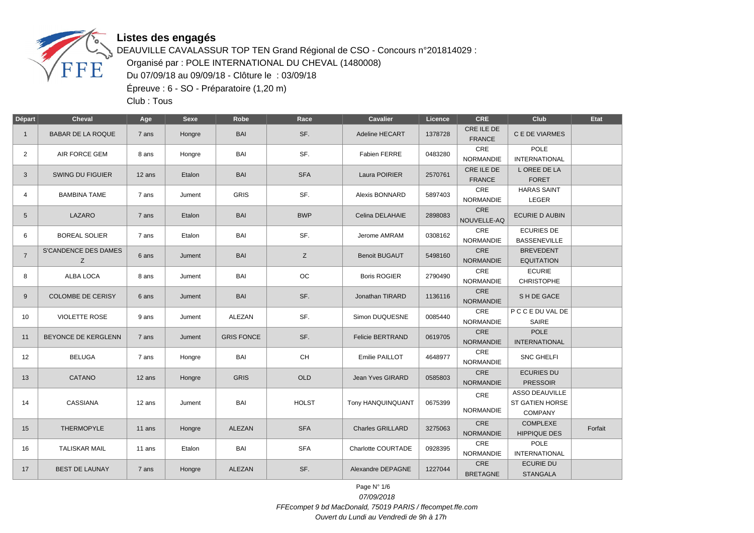# Listes des engagés

DEAUVILLE CAVALASSUR TOP TEN Grand Régional de CSO - Concours n°201814029 :

Organisé par : POLE INTERNATIONAL DU CHEVAL (1480008)

Du 07/09/18 au 09/09/18 - Clôture le : 03/09/18

Épreuve : 6 - SO - Préparatoire (1,20 m)

Club : Tous

| Départ | Cheval | Age | Sexe | Robe | Race | Cavalier | Licence | CRE | Club | Etat |
|---|---|---|---|---|---|---|---|---|---|---|
| 1 | BABAR DE LA ROQUE | 7 ans | Hongre | BAI | SF. | Adeline HECART | 1378728 | CRE ILE DE FRANCE | C E DE VIARMES | |
| 2 | AIR FORCE GEM | 8 ans | Hongre | BAI | SF. | Fabien FERRE | 0483280 | CRE NORMANDIE | POLE INTERNATIONAL | |
| 3 | SWING DU FIGUIER | 12 ans | Etalon | BAI | SFA | Laura POIRIER | 2570761 | CRE ILE DE FRANCE | L OREE DE LA FORET | |
| 4 | BAMBINA TAME | 7 ans | Jument | GRIS | SF. | Alexis BONNARD | 5897403 | CRE NORMANDIE | HARAS SAINT LEGER | |
| 5 | LAZARO | 7 ans | Etalon | BAI | BWP | Celina DELAHAIE | 2898083 | CRE NOUVELLE-AQ | ECURIE D AUBIN | |
| 6 | BOREAL SOLIER | 7 ans | Etalon | BAI | SF. | Jerome AMRAM | 0308162 | CRE NORMANDIE | ECURIES DE BASSENEVILLE | |
| 7 | S'CANDENCE DES DAMES Z | 6 ans | Jument | BAI | Z | Benoit BUGAUT | 5498160 | CRE NORMANDIE | BREVEDENT EQUITATION | |
| 8 | ALBA LOCA | 8 ans | Jument | BAI | OC | Boris ROGIER | 2790490 | CRE NORMANDIE | ECURIE CHRISTOPHE | |
| 9 | COLOMBE DE CERISY | 6 ans | Jument | BAI | SF. | Jonathan TIRARD | 1136116 | CRE NORMANDIE | S H DE GACE | |
| 10 | VIOLETTE ROSE | 9 ans | Jument | ALEZAN | SF. | Simon DUQUESNE | 0085440 | CRE NORMANDIE | P C C E DU VAL DE SAIRE | |
| 11 | BEYONCE DE KERGLENN | 7 ans | Jument | GRIS FONCE | SF. | Felicie BERTRAND | 0619705 | CRE NORMANDIE | POLE INTERNATIONAL | |
| 12 | BELUGA | 7 ans | Hongre | BAI | CH | Emilie PAILLOT | 4648977 | CRE NORMANDIE | SNC GHELFI | |
| 13 | CATANO | 12 ans | Hongre | GRIS | OLD | Jean Yves GIRARD | 0585803 | CRE NORMANDIE | ECURIES DU PRESSOIR | |
| 14 | CASSIANA | 12 ans | Jument | BAI | HOLST | Tony HANQUINQUANT | 0675399 | CRE NORMANDIE | ASSO DEAUVILLE ST GATIEN HORSE COMPANY | |
| 15 | THERMOPYLE | 11 ans | Hongre | ALEZAN | SFA | Charles GRILLARD | 3275063 | CRE NORMANDIE | COMPLEXE HIPPIQUE DES | Forfait |
| 16 | TALISKAR MAIL | 11 ans | Etalon | BAI | SFA | Charlotte COURTADE | 0928395 | CRE NORMANDIE | POLE INTERNATIONAL | |
| 17 | BEST DE LAUNAY | 7 ans | Hongre | ALEZAN | SF. | Alexandre DEPAGNE | 1227044 | CRE BRETAGNE | ECURIE DU STANGALA | |

*07/09/2018*

*FFEcompet 9 bd MacDonald, 75019 PARIS / ffecompet.ffe.com*

*Ouvert du Lundi au Vendredi de 9h à 17h*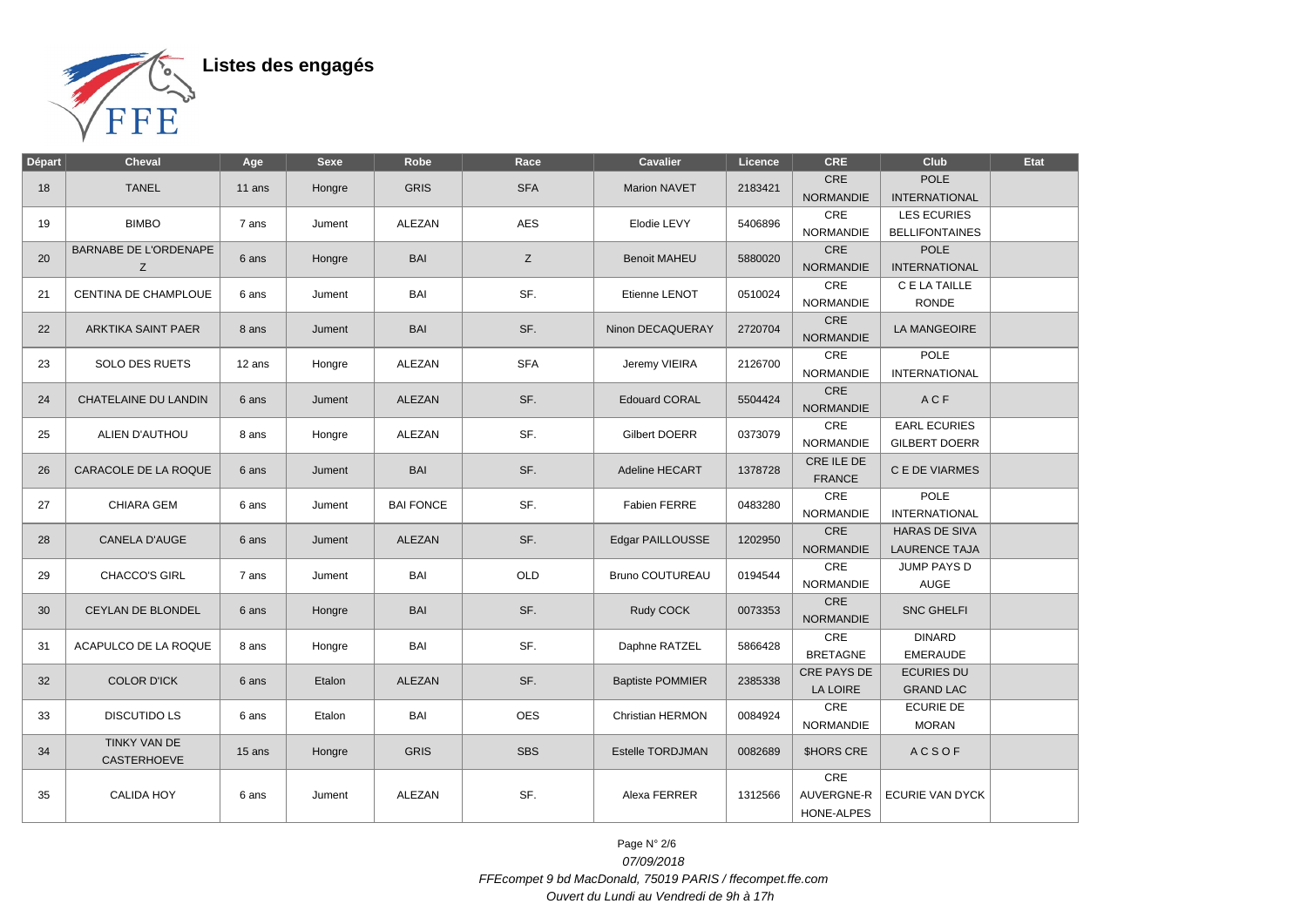# Listes des engagés

| Départ | Cheval | Age | Sexe | Robe | Race | Cavalier | Licence | CRE | Club | Etat |
|---|---|---|---|---|---|---|---|---|---|---|
| 18 | TANEL | 11 ans | Hongre | GRIS | SFA | Marion NAVET | 2183421 | CRE NORMANDIE | POLE INTERNATIONAL | |
| 19 | BIMBO | 7 ans | Jument | ALEZAN | AES | Elodie LEVY | 5406896 | CRE NORMANDIE | LES ECURIES BELLIFONTAINES | |
| 20 | BARNABE DE L'ORDENAPE Z | 6 ans | Hongre | BAI | Z | Benoit MAHEU | 5880020 | CRE NORMANDIE | POLE INTERNATIONAL | |
| 21 | CENTINA DE CHAMPLOUE | 6 ans | Jument | BAI | SF. | Etienne LENOT | 0510024 | CRE NORMANDIE | C E LA TAILLE RONDE | |
| 22 | ARKTIKA SAINT PAER | 8 ans | Jument | BAI | SF. | Ninon DECAQUERAY | 2720704 | CRE NORMANDIE | LA MANGEOIRE | |
| 23 | SOLO DES RUETS | 12 ans | Hongre | ALEZAN | SFA | Jeremy VIEIRA | 2126700 | CRE NORMANDIE | POLE INTERNATIONAL | |
| 24 | CHATELAINE DU LANDIN | 6 ans | Jument | ALEZAN | SF. | Edouard CORAL | 5504424 | CRE NORMANDIE | A C F | |
| 25 | ALIEN D'AUTHOU | 8 ans | Hongre | ALEZAN | SF. | Gilbert DOERR | 0373079 | CRE NORMANDIE | EARL ECURIES GILBERT DOERR | |
| 26 | CARACOLE DE LA ROQUE | 6 ans | Jument | BAI | SF. | Adeline HECART | 1378728 | CRE ILE DE FRANCE | C E DE VIARMES | |
| 27 | CHIARA GEM | 6 ans | Jument | BAI FONCE | SF. | Fabien FERRE | 0483280 | CRE NORMANDIE | POLE INTERNATIONAL | |
| 28 | CANELA D'AUGE | 6 ans | Jument | ALEZAN | SF. | Edgar PAILLOUSSE | 1202950 | CRE NORMANDIE | HARAS DE SIVA LAURENCE TAJA | |
| 29 | CHACCO'S GIRL | 7 ans | Jument | BAI | OLD | Bruno COUTUREAU | 0194544 | CRE NORMANDIE | JUMP PAYS D AUGE | |
| 30 | CEYLAN DE BLONDEL | 6 ans | Hongre | BAI | SF. | Rudy COCK | 0073353 | CRE NORMANDIE | SNC GHELFI | |
| 31 | ACAPULCO DE LA ROQUE | 8 ans | Hongre | BAI | SF. | Daphne RATZEL | 5866428 | CRE BRETAGNE | DINARD EMERAUDE | |
| 32 | COLOR D'ICK | 6 ans | Etalon | ALEZAN | SF. | Baptiste POMMIER | 2385338 | CRE PAYS DE LA LOIRE | ECURIES DU GRAND LAC | |
| 33 | DISCUTIDO LS | 6 ans | Etalon | BAI | OES | Christian HERMON | 0084924 | CRE NORMANDIE | ECURIE DE MORAN | |
| 34 | TINKY VAN DE CASTERHOEVE | 15 ans | Hongre | GRIS | SBS | Estelle TORDJMAN | 0082689 | $HORS CRE | A C S O F | |
| 35 | CALIDA HOY | 6 ans | Jument | ALEZAN | SF. | Alexa FERRER | 1312566 | CRE AUVERGNE-RHONE-ALPES | ECURIE VAN DYCK | |

*07/09/2018*

*FFEcompet 9 bd MacDonald, 75019 PARIS / ffecompet.ffe.com*

*Ouvert du Lundi au Vendredi de 9h à 17h*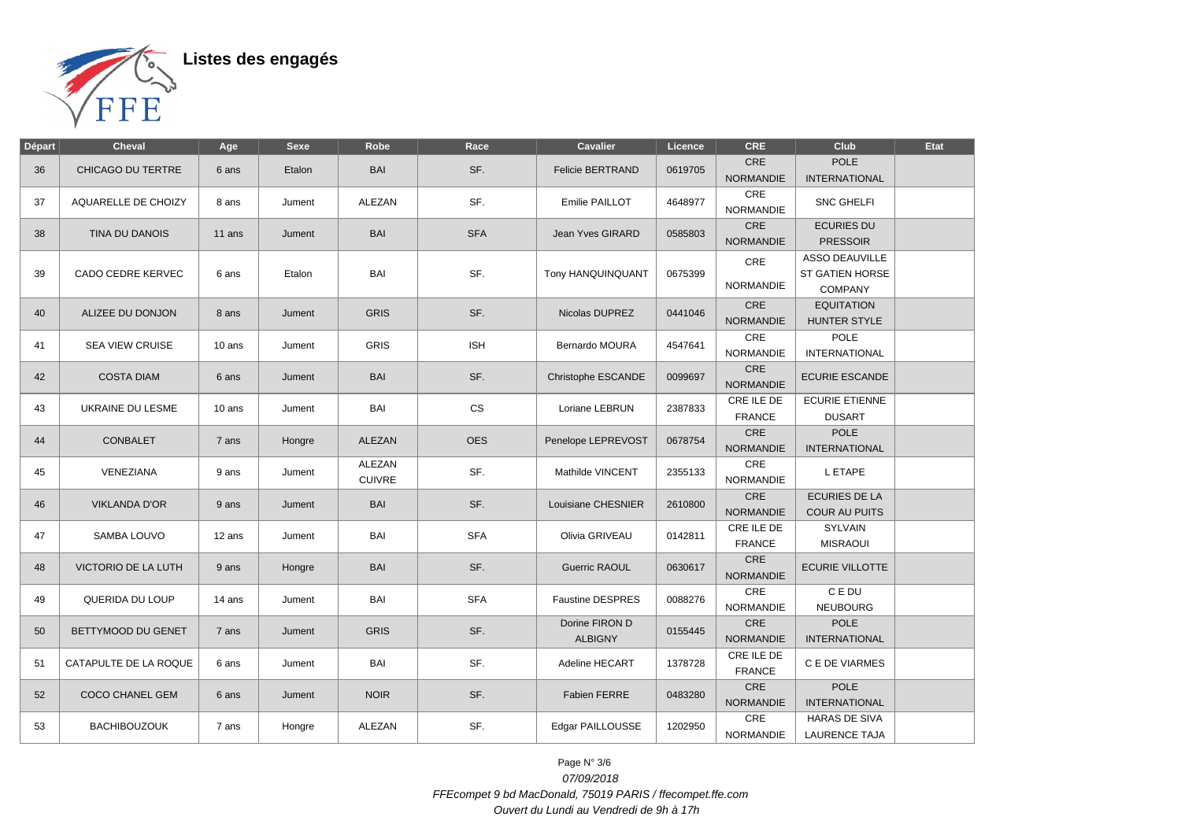# Listes des engagés

| Départ | Cheval | Age | Sexe | Robe | Race | Cavalier | Licence | CRE | Club | Etat |
|---|---|---|---|---|---|---|---|---|---|---|
| 36 | CHICAGO DU TERTRE | 6 ans | Etalon | BAI | SF. | Felicie BERTRAND | 0619705 | CRE NORMANDIE | POLE INTERNATIONAL | |
| 37 | AQUARELLE DE CHOIZY | 8 ans | Jument | ALEZAN | SF. | Emilie PAILLOT | 4648977 | CRE NORMANDIE | SNC GHELFI | |
| 38 | TINA DU DANOIS | 11 ans | Jument | BAI | SFA | Jean Yves GIRARD | 0585803 | CRE NORMANDIE | ECURIES DU PRESSOIR | |
| 39 | CADO CEDRE KERVEC | 6 ans | Etalon | BAI | SF. | Tony HANQUINQUANT | 0675399 | CRE NORMANDIE | ASSO DEAUVILLE ST GATIEN HORSE COMPANY | |
| 40 | ALIZEE DU DONJON | 8 ans | Jument | GRIS | SF. | Nicolas DUPREZ | 0441046 | CRE NORMANDIE | EQUITATION HUNTER STYLE | |
| 41 | SEA VIEW CRUISE | 10 ans | Jument | GRIS | ISH | Bernardo MOURA | 4547641 | CRE NORMANDIE | POLE INTERNATIONAL | |
| 42 | COSTA DIAM | 6 ans | Jument | BAI | SF. | Christophe ESCANDE | 0099697 | CRE NORMANDIE | ECURIE ESCANDE | |
| 43 | UKRAINE DU LESME | 10 ans | Jument | BAI | CS | Loriane LEBRUN | 2387833 | CRE ILE DE FRANCE | ECURIE ETIENNE DUSART | |
| 44 | CONBALET | 7 ans | Hongre | ALEZAN | OES | Penelope LEPREVOST | 0678754 | CRE NORMANDIE | POLE INTERNATIONAL | |
| 45 | VENEZIANA | 9 ans | Jument | ALEZAN CUIVRE | SF. | Mathilde VINCENT | 2355133 | CRE NORMANDIE | L ETAPE | |
| 46 | VIKLANDA D'OR | 9 ans | Jument | BAI | SF. | Louisiane CHESNIER | 2610800 | CRE NORMANDIE | ECURIES DE LA COUR AU PUITS | |
| 47 | SAMBA LOUVO | 12 ans | Jument | BAI | SFA | Olivia GRIVEAU | 0142811 | CRE ILE DE FRANCE | SYLVAIN MISRAOUI | |
| 48 | VICTORIO DE LA LUTH | 9 ans | Hongre | BAI | SF. | Guerric RAOUL | 0630617 | CRE NORMANDIE | ECURIE VILLOTTE | |
| 49 | QUERIDA DU LOUP | 14 ans | Jument | BAI | SFA | Faustine DESPRES | 0088276 | CRE NORMANDIE | C E DU NEUBOURG | |
| 50 | BETTYMOOD DU GENET | 7 ans | Jument | GRIS | SF. | Dorine FIRON D ALBIGNY | 0155445 | CRE NORMANDIE | POLE INTERNATIONAL | |
| 51 | CATAPULTE DE LA ROQUE | 6 ans | Jument | BAI | SF. | Adeline HECART | 1378728 | CRE ILE DE FRANCE | C E DE VIARMES | |
| 52 | COCO CHANEL GEM | 6 ans | Jument | NOIR | SF. | Fabien FERRE | 0483280 | CRE NORMANDIE | POLE INTERNATIONAL | |
| 53 | BACHIBOUZOUK | 7 ans | Hongre | ALEZAN | SF. | Edgar PAILLOUSSE | 1202950 | CRE NORMANDIE | HARAS DE SIVA LAURENCE TAJA | |

*07/09/2018*

*FFEcompet 9 bd MacDonald, 75019 PARIS / ffecompet.ffe.com*

*Ouvert du Lundi au Vendredi de 9h à 17h*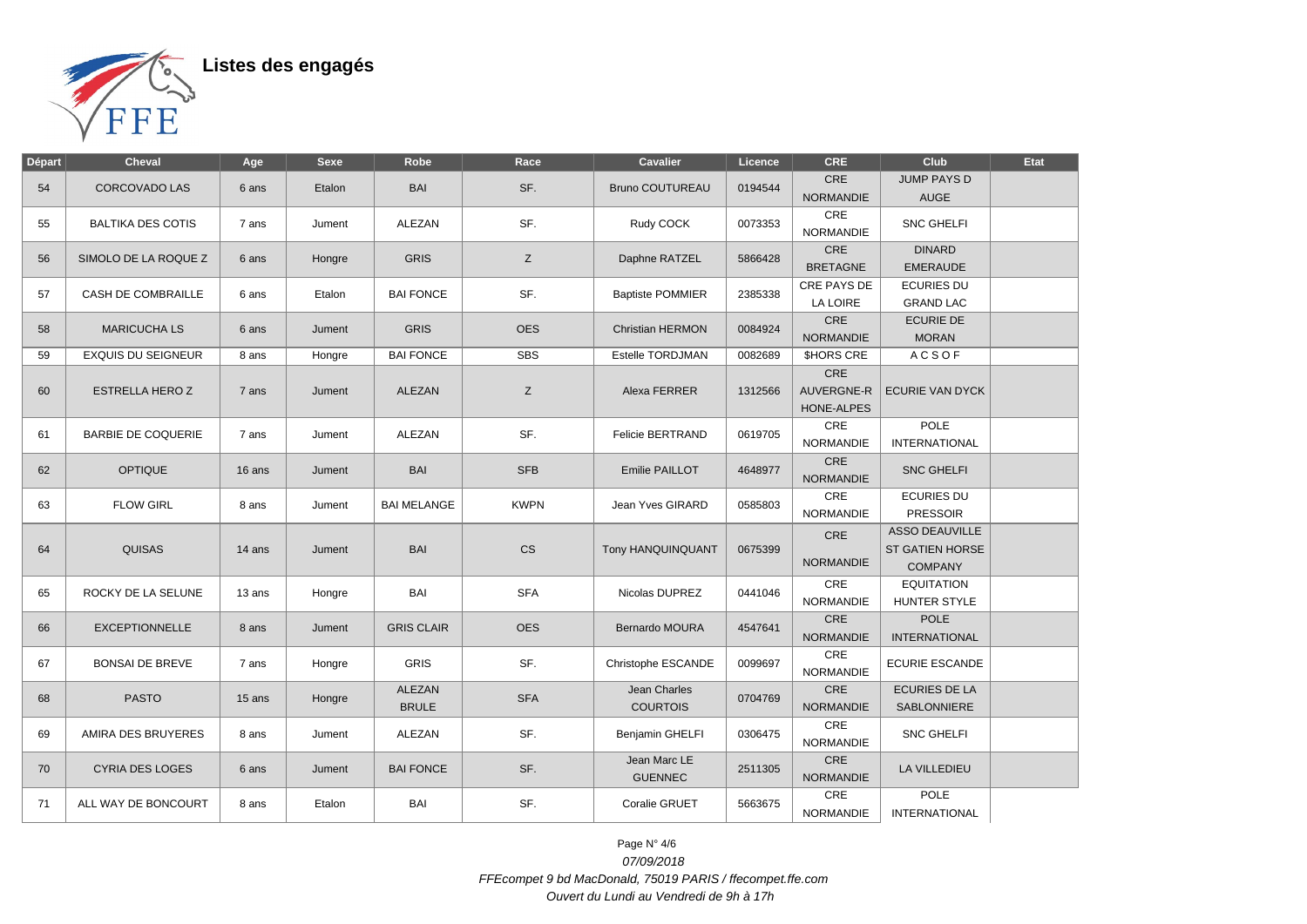# Listes des engagés

| Départ | Cheval | Age | Sexe | Robe | Race | Cavalier | Licence | CRE | Club | Etat |
|---|---|---|---|---|---|---|---|---|---|---|
| 54 | CORCOVADO LAS | 6 ans | Etalon | BAI | SF. | Bruno COUTUREAU | 0194544 | CRE NORMANDIE | JUMP PAYS D AUGE | |
| 55 | BALTIKA DES COTIS | 7 ans | Jument | ALEZAN | SF. | Rudy COCK | 0073353 | CRE NORMANDIE | SNC GHELFI | |
| 56 | SIMOLO DE LA ROQUE Z | 6 ans | Hongre | GRIS | Z | Daphne RATZEL | 5866428 | CRE BRETAGNE | DINARD EMERAUDE | |
| 57 | CASH DE COMBRAILLE | 6 ans | Etalon | BAI FONCE | SF. | Baptiste POMMIER | 2385338 | CRE PAYS DE LA LOIRE | ECURIES DU GRAND LAC | |
| 58 | MARICUCHA LS | 6 ans | Jument | GRIS | OES | Christian HERMON | 0084924 | CRE NORMANDIE | ECURIE DE MORAN | |
| 59 | EXQUIS DU SEIGNEUR | 8 ans | Hongre | BAI FONCE | SBS | Estelle TORDJMAN | 0082689 | $HORS CRE | A C S O F | |
| 60 | ESTRELLA HERO Z | 7 ans | Jument | ALEZAN | Z | Alexa FERRER | 1312566 | CRE AUVERGNE-RHONE-ALPES | ECURIE VAN DYCK | |
| 61 | BARBIE DE COQUERIE | 7 ans | Jument | ALEZAN | SF. | Felicie BERTRAND | 0619705 | CRE NORMANDIE | POLE INTERNATIONAL | |
| 62 | OPTIQUE | 16 ans | Jument | BAI | SFB | Emilie PAILLOT | 4648977 | CRE NORMANDIE | SNC GHELFI | |
| 63 | FLOW GIRL | 8 ans | Jument | BAI MELANGE | KWPN | Jean Yves GIRARD | 0585803 | CRE NORMANDIE | ECURIES DU PRESSOIR | |
| 64 | QUISAS | 14 ans | Jument | BAI | CS | Tony HANQUINQUANT | 0675399 | CRE NORMANDIE | ASSO DEAUVILLE ST GATIEN HORSE COMPANY | |
| 65 | ROCKY DE LA SELUNE | 13 ans | Hongre | BAI | SFA | Nicolas DUPREZ | 0441046 | CRE NORMANDIE | EQUITATION HUNTER STYLE | |
| 66 | EXCEPTIONNELLE | 8 ans | Jument | GRIS CLAIR | OES | Bernardo MOURA | 4547641 | CRE NORMANDIE | POLE INTERNATIONAL | |
| 67 | BONSAI DE BREVE | 7 ans | Hongre | GRIS | SF. | Christophe ESCANDE | 0099697 | CRE NORMANDIE | ECURIE ESCANDE | |
| 68 | PASTO | 15 ans | Hongre | ALEZAN BRULE | SFA | Jean Charles COURTOIS | 0704769 | CRE NORMANDIE | ECURIES DE LA SABLONNIERE | |
| 69 | AMIRA DES BRUYERES | 8 ans | Jument | ALEZAN | SF. | Benjamin GHELFI | 0306475 | CRE NORMANDIE | SNC GHELFI | |
| 70 | CYRIA DES LOGES | 6 ans | Jument | BAI FONCE | SF. | Jean Marc LE GUENNEC | 2511305 | CRE NORMANDIE | LA VILLEDIEU | |
| 71 | ALL WAY DE BONCOURT | 8 ans | Etalon | BAI | SF. | Coralie GRUET | 5663675 | CRE NORMANDIE | POLE INTERNATIONAL | |

*07/09/2018*

*FFEcompet 9 bd MacDonald, 75019 PARIS / ffecompet.ffe.com*

*Ouvert du Lundi au Vendredi de 9h à 17h*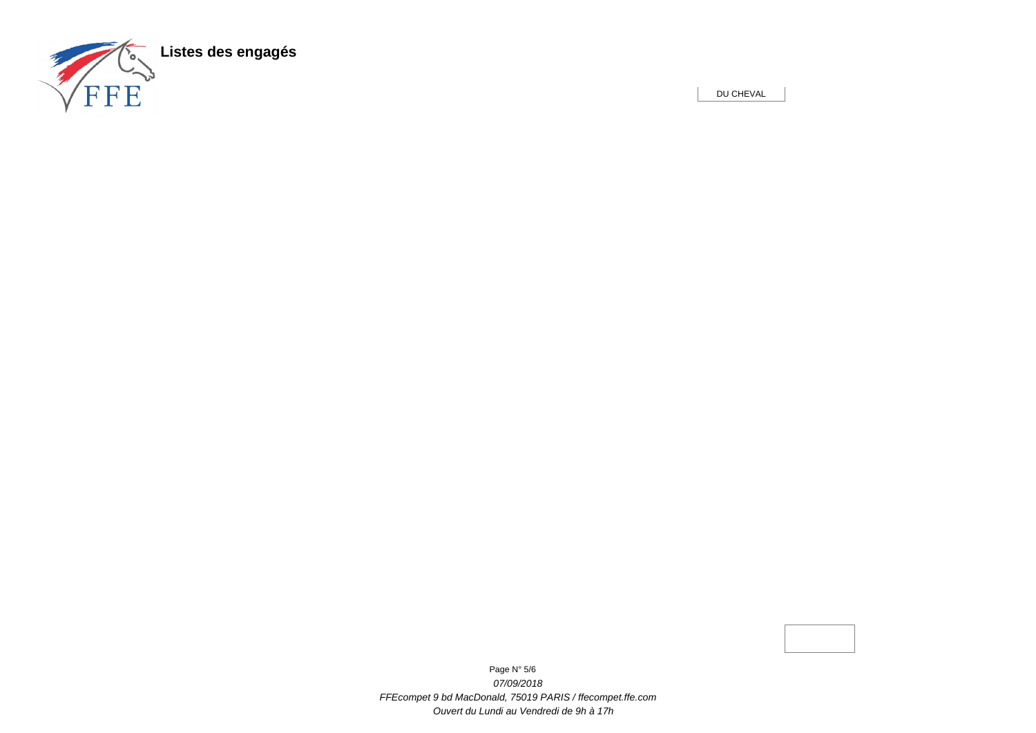**Listes des engagés**

DU CHEVAL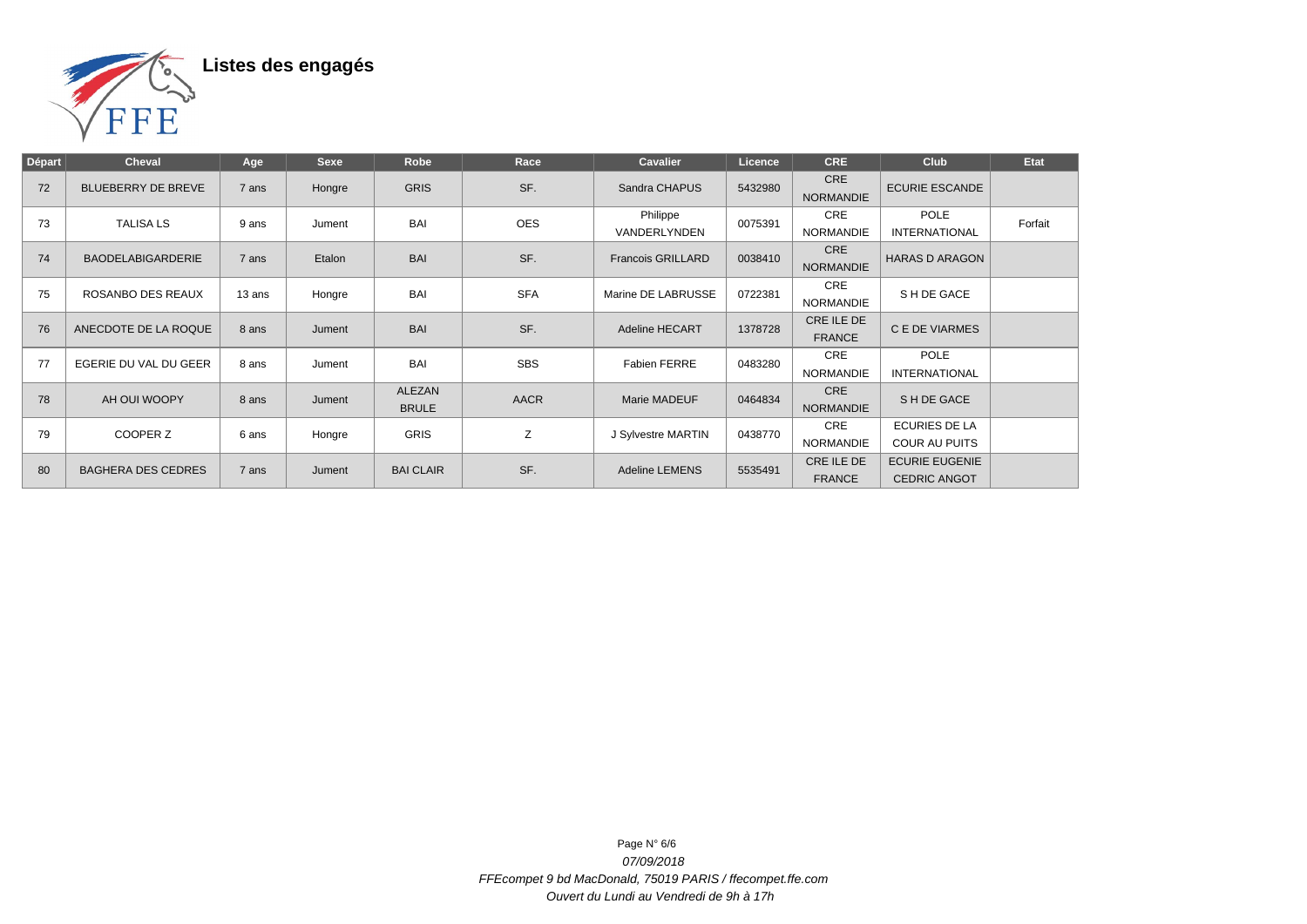# Listes des engagés

| Départ | Cheval | Age | Sexe | Robe | Race | Cavalier | Licence | CRE | Club | Etat |
|---|---|---|---|---|---|---|---|---|---|---|
| 72 | BLUEBERRY DE BREVE | 7 ans | Hongre | GRIS | SF. | Sandra CHAPUS | 5432980 | CRE NORMANDIE | ECURIE ESCANDE | |
| 73 | TALISA LS | 9 ans | Jument | BAI | OES | Philippe VANDERLYNDEN | 0075391 | CRE NORMANDIE | POLE INTERNATIONAL | Forfait |
| 74 | BAODELABIGARDERIE | 7 ans | Etalon | BAI | SF. | Francois GRILLARD | 0038410 | CRE NORMANDIE | HARAS D ARAGON | |
| 75 | ROSANBO DES REAUX | 13 ans | Hongre | BAI | SFA | Marine DE LABRUSSE | 0722381 | CRE NORMANDIE | S H DE GACE | |
| 76 | ANECDOTE DE LA ROQUE | 8 ans | Jument | BAI | SF. | Adeline HECART | 1378728 | CRE ILE DE FRANCE | C E DE VIARMES | |
| 77 | EGERIE DU VAL DU GEER | 8 ans | Jument | BAI | SBS | Fabien FERRE | 0483280 | CRE NORMANDIE | POLE INTERNATIONAL | |
| 78 | AH OUI WOOPY | 8 ans | Jument | ALEZAN BRULE | AACR | Marie MADEUF | 0464834 | CRE NORMANDIE | S H DE GACE | |
| 79 | COOPER Z | 6 ans | Hongre | GRIS | Z | J Sylvestre MARTIN | 0438770 | CRE NORMANDIE | ECURIES DE LA COUR AU PUITS | |
| 80 | BAGHERA DES CEDRES | 7 ans | Jument | BAI CLAIR | SF. | Adeline LEMENS | 5535491 | CRE ILE DE FRANCE | ECURIE EUGENIE CEDRIC ANGOT | |

*07/09/2018*

*FFEcompet 9 bd MacDonald, 75019 PARIS / ffecompet.ffe.com*

*Ouvert du Lundi au Vendredi de 9h à 17h*